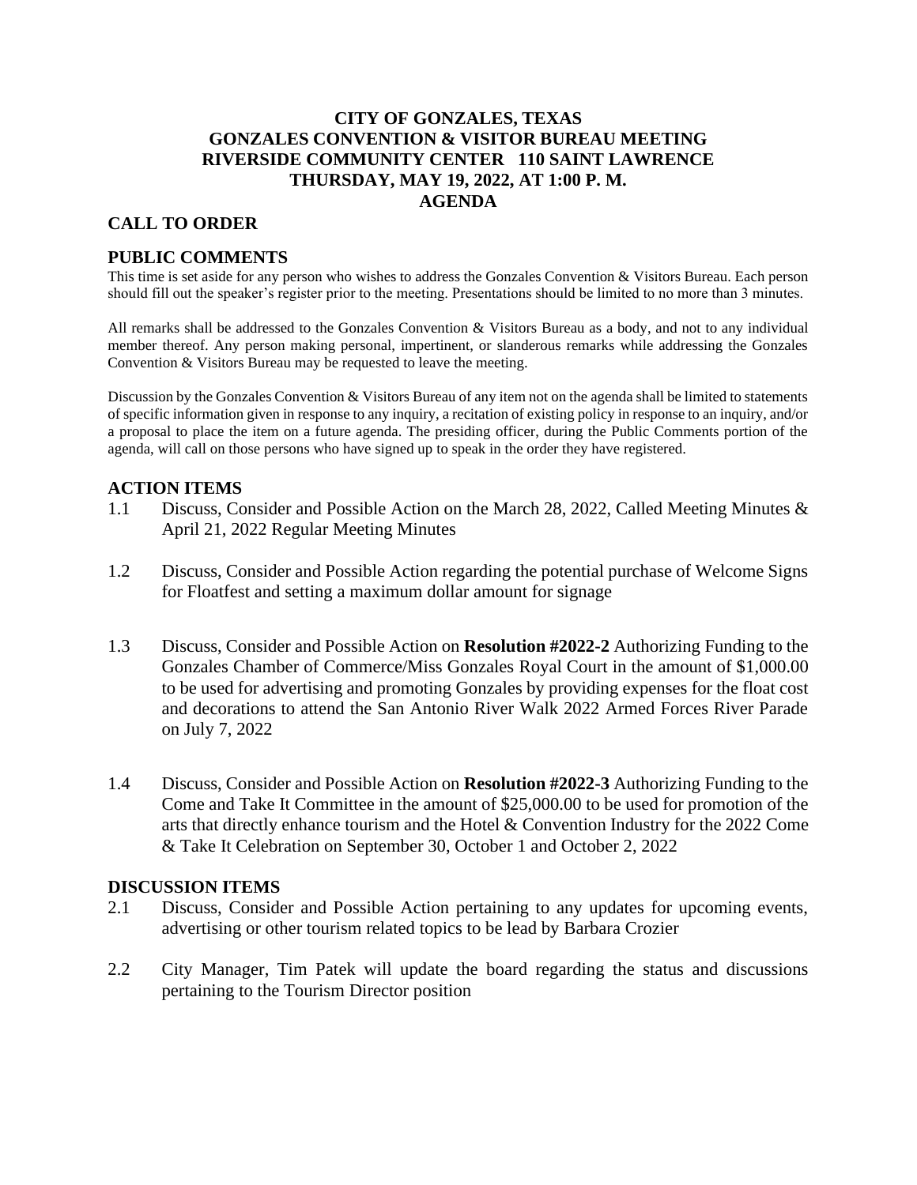# CITY OF GONZALES, TEXAS
# GONZALES CONVENTION & VISITOR BUREAU MEETING
# RIVERSIDE COMMUNITY CENTER 110 SAINT LAWRENCE
# THURSDAY, MAY 19, 2022, AT 1:00 P. M.
# AGENDA

## CALL TO ORDER

## PUBLIC COMMENTS

This time is set aside for any person who wishes to address the Gonzales Convention & Visitors Bureau. Each person should fill out the speaker's register prior to the meeting. Presentations should be limited to no more than 3 minutes.

All remarks shall be addressed to the Gonzales Convention & Visitors Bureau as a body, and not to any individual member thereof. Any person making personal, impertinent, or slanderous remarks while addressing the Gonzales Convention & Visitors Bureau may be requested to leave the meeting.

Discussion by the Gonzales Convention & Visitors Bureau of any item not on the agenda shall be limited to statements of specific information given in response to any inquiry, a recitation of existing policy in response to an inquiry, and/or a proposal to place the item on a future agenda. The presiding officer, during the Public Comments portion of the agenda, will call on those persons who have signed up to speak in the order they have registered.

## ACTION ITEMS

1.1 Discuss, Consider and Possible Action on the March 28, 2022, Called Meeting Minutes & April 21, 2022 Regular Meeting Minutes

1.2 Discuss, Consider and Possible Action regarding the potential purchase of Welcome Signs for Floatfest and setting a maximum dollar amount for signage

1.3 Discuss, Consider and Possible Action on **Resolution #2022-2** Authorizing Funding to the Gonzales Chamber of Commerce/Miss Gonzales Royal Court in the amount of $1,000.00 to be used for advertising and promoting Gonzales by providing expenses for the float cost and decorations to attend the San Antonio River Walk 2022 Armed Forces River Parade on July 7, 2022

1.4 Discuss, Consider and Possible Action on **Resolution #2022-3** Authorizing Funding to the Come and Take It Committee in the amount of $25,000.00 to be used for promotion of the arts that directly enhance tourism and the Hotel & Convention Industry for the 2022 Come & Take It Celebration on September 30, October 1 and October 2, 2022

## DISCUSSION ITEMS

2.1 Discuss, Consider and Possible Action pertaining to any updates for upcoming events, advertising or other tourism related topics to be lead by Barbara Crozier

2.2 City Manager, Tim Patek will update the board regarding the status and discussions pertaining to the Tourism Director position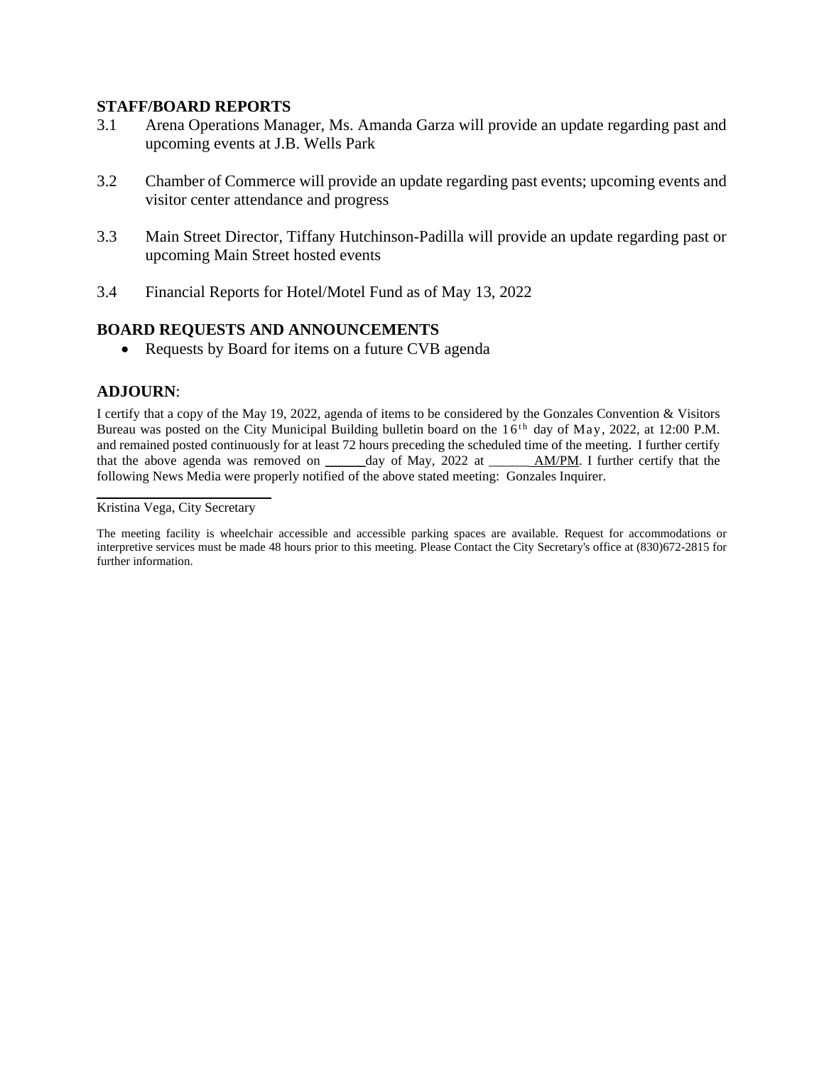## STAFF/BOARD REPORTS

3.1 Arena Operations Manager, Ms. Amanda Garza will provide an update regarding past and upcoming events at J.B. Wells Park

3.2 Chamber of Commerce will provide an update regarding past events; upcoming events and visitor center attendance and progress

3.3 Main Street Director, Tiffany Hutchinson-Padilla will provide an update regarding past or upcoming Main Street hosted events

3.4 Financial Reports for Hotel/Motel Fund as of May 13, 2022

## BOARD REQUESTS AND ANNOUNCEMENTS

- Requests by Board for items on a future CVB agenda

## ADJOURN:

I certify that a copy of the May 19, 2022, agenda of items to be considered by the Gonzales Convention & Visitors Bureau was posted on the City Municipal Building bulletin board on the 16th day of May, 2022, at 12:00 P.M. and remained posted continuously for at least 72 hours preceding the scheduled time of the meeting. I further certify that the above agenda was removed on ______day of May, 2022 at _______AM/PM. I further certify that the following News Media were properly notified of the above stated meeting: Gonzales Inquirer.

_____________________________

Kristina Vega, City Secretary

The meeting facility is wheelchair accessible and accessible parking spaces are available. Request for accommodations or interpretive services must be made 48 hours prior to this meeting. Please Contact the City Secretary's office at (830)672-2815 for further information.